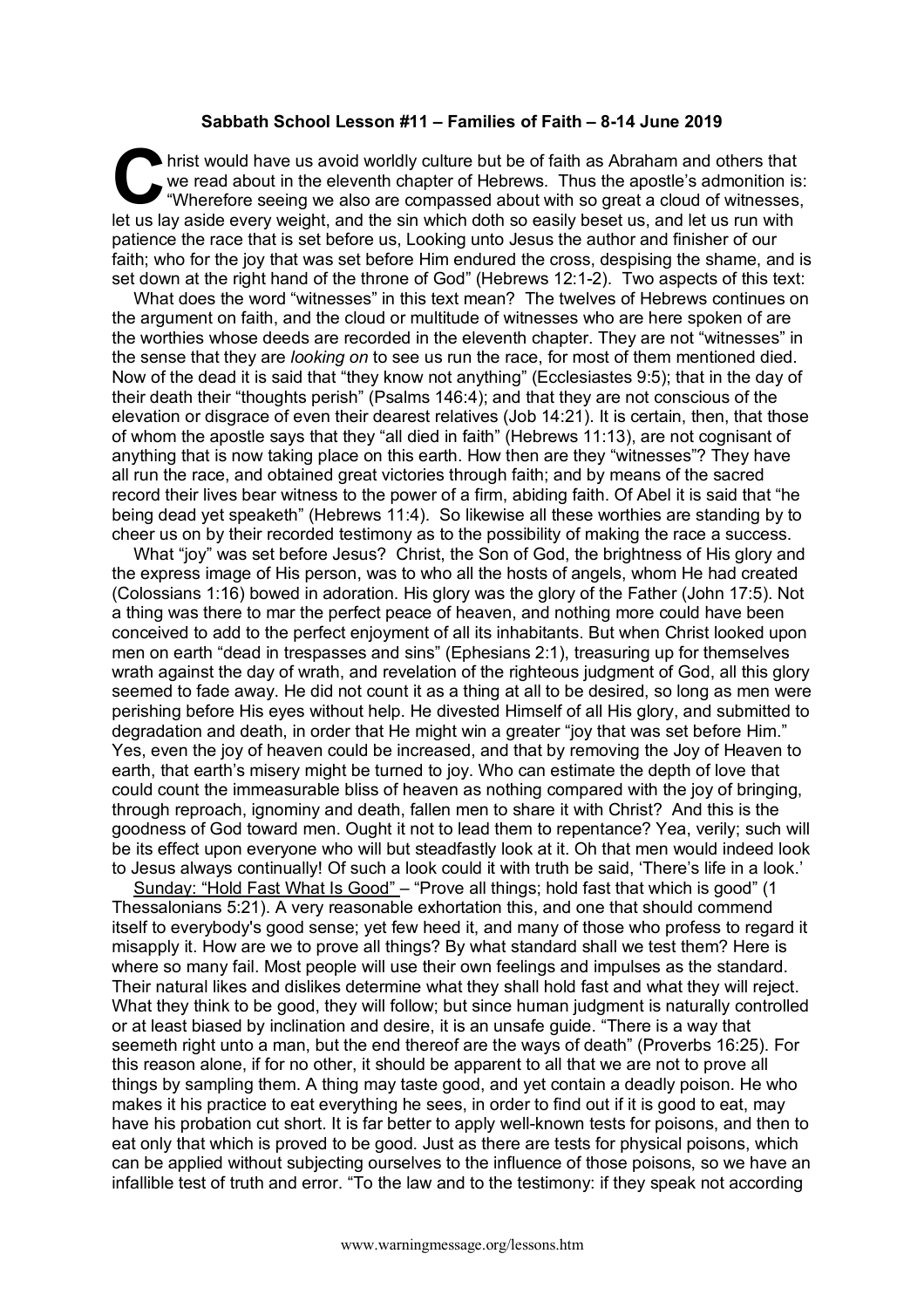**Sabbath School Lesson #11 – Families of Faith – 8-14 June 2019**

Christ would have us avoid worldly culture but be of faith as Abraham and others that we read about in the eleventh chapter of Hebrews. Thus the apostle's admonition is: "Wherefore seeing we also are compassed about with so great a cloud of witnesses, let us lay aside every weight, and the sin which doth so easily beset us, and let us run with patience the race that is set before us, Looking unto Jesus the author and finisher of our faith; who for the joy that was set before Him endured the cross, despising the shame, and is set down at the right hand of the throne of God" (Hebrews 12:1-2). Two aspects of this text:

What does the word "witnesses" in this text mean? The twelves of Hebrews continues on the argument on faith, and the cloud or multitude of witnesses who are here spoken of are the worthies whose deeds are recorded in the eleventh chapter. They are not "witnesses" in the sense that they are *looking on* to see us run the race, for most of them mentioned died. Now of the dead it is said that "they know not anything" (Ecclesiastes 9:5); that in the day of their death their "thoughts perish" (Psalms 146:4); and that they are not conscious of the elevation or disgrace of even their dearest relatives (Job 14:21). It is certain, then, that those of whom the apostle says that they "all died in faith" (Hebrews 11:13), are not cognisant of anything that is now taking place on this earth. How then are they "witnesses"? They have all run the race, and obtained great victories through faith; and by means of the sacred record their lives bear witness to the power of a firm, abiding faith. Of Abel it is said that "he being dead yet speaketh" (Hebrews 11:4). So likewise all these worthies are standing by to cheer us on by their recorded testimony as to the possibility of making the race a success.

What "joy" was set before Jesus? Christ, the Son of God, the brightness of His glory and the express image of His person, was to who all the hosts of angels, whom He had created (Colossians 1:16) bowed in adoration. His glory was the glory of the Father (John 17:5). Not a thing was there to mar the perfect peace of heaven, and nothing more could have been conceived to add to the perfect enjoyment of all its inhabitants. But when Christ looked upon men on earth "dead in trespasses and sins" (Ephesians 2:1), treasuring up for themselves wrath against the day of wrath, and revelation of the righteous judgment of God, all this glory seemed to fade away. He did not count it as a thing at all to be desired, so long as men were perishing before His eyes without help. He divested Himself of all His glory, and submitted to degradation and death, in order that He might win a greater "joy that was set before Him." Yes, even the joy of heaven could be increased, and that by removing the Joy of Heaven to earth, that earth's misery might be turned to joy. Who can estimate the depth of love that could count the immeasurable bliss of heaven as nothing compared with the joy of bringing, through reproach, ignominy and death, fallen men to share it with Christ? And this is the goodness of God toward men. Ought it not to lead them to repentance? Yea, verily; such will be its effect upon everyone who will but steadfastly look at it. Oh that men would indeed look to Jesus always continually! Of such a look could it with truth be said, 'There's life in a look.'

<u>Sunday: "Hold Fast What Is Good"</u> – "Prove all things; hold fast that which is good" (1 Thessalonians 5:21). A very reasonable exhortation this, and one that should commend itself to everybody's good sense; yet few heed it, and many of those who profess to regard it misapply it. How are we to prove all things? By what standard shall we test them? Here is where so many fail. Most people will use their own feelings and impulses as the standard. Their natural likes and dislikes determine what they shall hold fast and what they will reject. What they think to be good, they will follow; but since human judgment is naturally controlled or at least biased by inclination and desire, it is an unsafe guide. "There is a way that seemeth right unto a man, but the end thereof are the ways of death" (Proverbs 16:25). For this reason alone, if for no other, it should be apparent to all that we are not to prove all things by sampling them. A thing may taste good, and yet contain a deadly poison. He who makes it his practice to eat everything he sees, in order to find out if it is good to eat, may have his probation cut short. It is far better to apply well-known tests for poisons, and then to eat only that which is proved to be good. Just as there are tests for physical poisons, which can be applied without subjecting ourselves to the influence of those poisons, so we have an infallible test of truth and error. "To the law and to the testimony: if they speak not according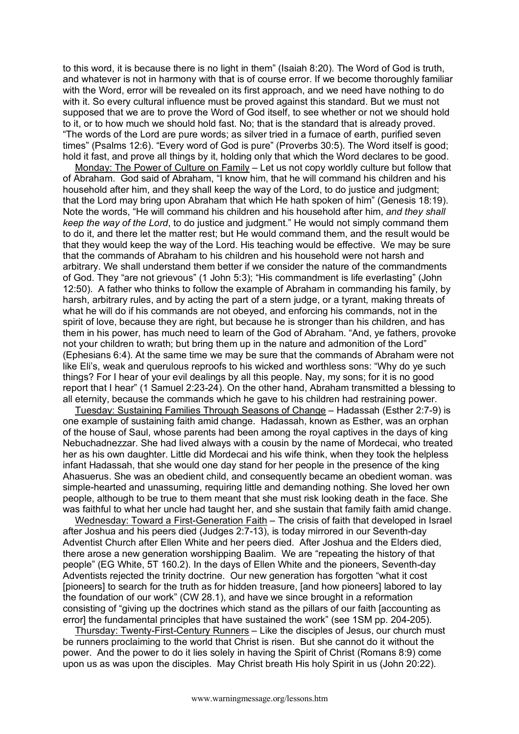to this word, it is because there is no light in them" (Isaiah 8:20). The Word of God is truth, and whatever is not in harmony with that is of course error. If we become thoroughly familiar with the Word, error will be revealed on its first approach, and we need have nothing to do with it. So every cultural influence must be proved against this standard. But we must not supposed that we are to prove the Word of God itself, to see whether or not we should hold to it, or to how much we should hold fast. No; that is the standard that is already proved. "The words of the Lord are pure words; as silver tried in a furnace of earth, purified seven times" (Psalms 12:6). "Every word of God is pure" (Proverbs 30:5). The Word itself is good; hold it fast, and prove all things by it, holding only that which the Word declares to be good.

Monday: The Power of Culture on Family – Let us not copy worldly culture but follow that of Abraham. God said of Abraham, "I know him, that he will command his children and his household after him, and they shall keep the way of the Lord, to do justice and judgment; that the Lord may bring upon Abraham that which He hath spoken of him" (Genesis 18:19). Note the words, "He will command his children and his household after him, *and they shall keep the way of the Lord*, to do justice and judgment." He would not simply command them to do it, and there let the matter rest; but He would command them, and the result would be that they would keep the way of the Lord. His teaching would be effective. We may be sure that the commands of Abraham to his children and his household were not harsh and arbitrary. We shall understand them better if we consider the nature of the commandments of God. They "are not grievous" (1 John 5:3); "His commandment is life everlasting" (John 12:50). A father who thinks to follow the example of Abraham in commanding his family, by harsh, arbitrary rules, and by acting the part of a stern judge, or a tyrant, making threats of what he will do if his commands are not obeyed, and enforcing his commands, not in the spirit of love, because they are right, but because he is stronger than his children, and has them in his power, has much need to learn of the God of Abraham. "And, ye fathers, provoke not your children to wrath; but bring them up in the nature and admonition of the Lord" (Ephesians 6:4). At the same time we may be sure that the commands of Abraham were not like Eli's, weak and querulous reproofs to his wicked and worthless sons: "Why do ye such things? For I hear of your evil dealings by all this people. Nay, my sons; for it is no good report that I hear" (1 Samuel 2:23-24). On the other hand, Abraham transmitted a blessing to all eternity, because the commands which he gave to his children had restraining power.

Tuesday: Sustaining Families Through Seasons of Change – Hadassah (Esther 2:7-9) is one example of sustaining faith amid change. Hadassah, known as Esther, was an orphan of the house of Saul, whose parents had been among the royal captives in the days of king Nebuchadnezzar. She had lived always with a cousin by the name of Mordecai, who treated her as his own daughter. Little did Mordecai and his wife think, when they took the helpless infant Hadassah, that she would one day stand for her people in the presence of the king Ahasuerus. She was an obedient child, and consequently became an obedient woman. was simple-hearted and unassuming, requiring little and demanding nothing. She loved her own people, although to be true to them meant that she must risk looking death in the face. She was faithful to what her uncle had taught her, and she sustain that family faith amid change.

Wednesday: Toward a First-Generation Faith – The crisis of faith that developed in Israel after Joshua and his peers died (Judges 2:7-13), is today mirrored in our Seventh-day Adventist Church after Ellen White and her peers died. After Joshua and the Elders died, there arose a new generation worshipping Baalim. We are "repeating the history of that people" (EG White, 5T 160.2). In the days of Ellen White and the pioneers, Seventh-day Adventists rejected the trinity doctrine. Our new generation has forgotten "what it cost [pioneers] to search for the truth as for hidden treasure, [and how pioneers] labored to lay the foundation of our work" (CW 28.1), and have we since brought in a reformation consisting of "giving up the doctrines which stand as the pillars of our faith [accounting as error] the fundamental principles that have sustained the work" (see 1SM pp. 204-205).

Thursday: Twenty-First-Century Runners – Like the disciples of Jesus, our church must be runners proclaiming to the world that Christ is risen. But she cannot do it without the power. And the power to do it lies solely in having the Spirit of Christ (Romans 8:9) come upon us as was upon the disciples. May Christ breath His holy Spirit in us (John 20:22).